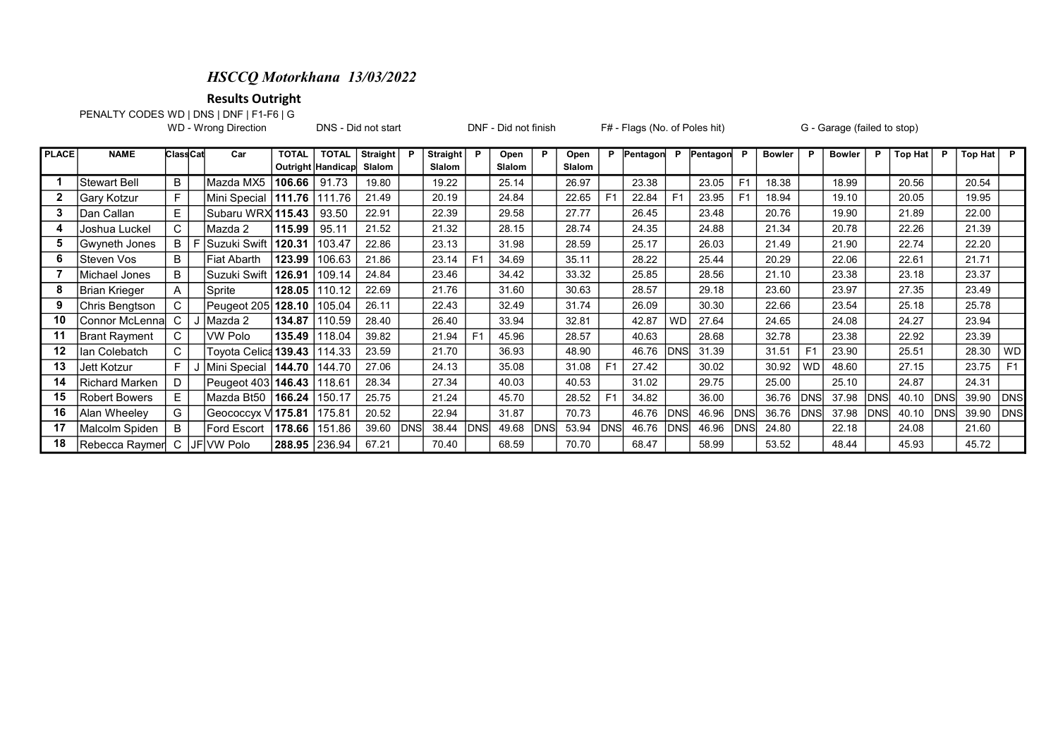# *HSCCQ Motorkhana 13/03/2022*

## Results Outright

PENALTY CODES WD | DNS | DNF | F1-F6 | G

WD - Wrong Direction    DNS - Did not start    DNF - Did not finish    F# - Flags (No. of Poles hit)    G - Garage (failed to stop)

| PLACE | NAME | Class | Cat | Car | TOTAL Outright | TOTAL Handicap | Straight Slalom | P | Straight Slalom | P | Open Slalom | P | Open Slalom | P | Pentagon | P | Pentagon | P | Bowler | P | Bowler | P | Top Hat | P | Top Hat | P |
|---|---|---|---|---|---|---|---|---|---|---|---|---|---|---|---|---|---|---|---|---|---|---|---|---|---|---|
| 1 | Stewart Bell | B | | Mazda MX5 | **106.66** | 91.73 | 19.80 | | 19.22 | | 25.14 | | 26.97 | | 23.38 | | 23.05 | F1 | 18.38 | | 18.99 | | 20.56 | | 20.54 | |
| 2 | Gary Kotzur | F | | Mini Special | **111.76** | 111.76 | 21.49 | | 20.19 | | 24.84 | | 22.65 | F1 | 22.84 | F1 | 23.95 | F1 | 18.94 | | 19.10 | | 20.05 | | 19.95 | |
| 3 | Dan Callan | E | | Subaru WRX | **115.43** | 93.50 | 22.91 | | 22.39 | | 29.58 | | 27.77 | | 26.45 | | 23.48 | | 20.76 | | 19.90 | | 21.89 | | 22.00 | |
| 4 | Joshua Luckel | C | | Mazda 2 | **115.99** | 95.11 | 21.52 | | 21.32 | | 28.15 | | 28.74 | | 24.35 | | 24.88 | | 21.34 | | 20.78 | | 22.26 | | 21.39 | |
| 5 | Gwyneth Jones | B | F | Suzuki Swift | **120.31** | 103.47 | 22.86 | | 23.13 | | 31.98 | | 28.59 | | 25.17 | | 26.03 | | 21.49 | | 21.90 | | 22.74 | | 22.20 | |
| 6 | Steven Vos | B | | Fiat Abarth | **123.99** | 106.63 | 21.86 | | 23.14 | F1 | 34.69 | | 35.11 | | 28.22 | | 25.44 | | 20.29 | | 22.06 | | 22.61 | | 21.71 | |
| 7 | Michael Jones | B | | Suzuki Swift | **126.91** | 109.14 | 24.84 | | 23.46 | | 34.42 | | 33.32 | | 25.85 | | 28.56 | | 21.10 | | 23.38 | | 23.18 | | 23.37 | |
| 8 | Brian Krieger | A | | Sprite | **128.05** | 110.12 | 22.69 | | 21.76 | | 31.60 | | 30.63 | | 28.57 | | 29.18 | | 23.60 | | 23.97 | | 27.35 | | 23.49 | |
| 9 | Chris Bengtson | C | | Peugeot 205 | **128.10** | 105.04 | 26.11 | | 22.43 | | 32.49 | | 31.74 | | 26.09 | | 30.30 | | 22.66 | | 23.54 | | 25.18 | | 25.78 | |
| 10 | Connor McLenna | C | J | Mazda 2 | **134.87** | 110.59 | 28.40 | | 26.40 | | 33.94 | | 32.81 | | 42.87 | WD | 27.64 | | 24.65 | | 24.08 | | 24.27 | | 23.94 | |
| 11 | Brant Rayment | C | | VW Polo | **135.49** | 118.04 | 39.82 | | 21.94 | F1 | 45.96 | | 28.57 | | 40.63 | | 28.68 | | 32.78 | | 23.38 | | 22.92 | | 23.39 | |
| 12 | Ian Colebatch | C | | Toyota Celica | **139.43** | 114.33 | 23.59 | | 21.70 | | 36.93 | | 48.90 | | 46.76 | DNS | 31.39 | | 31.51 | F1 | 23.90 | | 25.51 | | 28.30 | WD |
| 13 | Jett Kotzur | F | J | Mini Special | **144.70** | 144.70 | 27.06 | | 24.13 | | 35.08 | | 31.08 | F1 | 27.42 | | 30.02 | | 30.92 | WD | 48.60 | | 27.15 | | 23.75 | F1 |
| 14 | Richard Marken | D | | Peugeot 403 | **146.43** | 118.61 | 28.34 | | 27.34 | | 40.03 | | 40.53 | | 31.02 | | 29.75 | | 25.00 | | 25.10 | | 24.87 | | 24.31 | |
| 15 | Robert Bowers | E | | Mazda Bt50 | **166.24** | 150.17 | 25.75 | | 21.24 | | 45.70 | | 28.52 | F1 | 34.82 | | 36.00 | | 36.76 | DNS | 37.98 | DNS | 40.10 | DNS | 39.90 | DNS |
| 16 | Alan Wheeley | G | | Geococcyx V | **175.81** | 175.81 | 20.52 | | 22.94 | | 31.87 | | 70.73 | | 46.76 | DNS | 46.96 | DNS | 36.76 | DNS | 37.98 | DNS | 40.10 | DNS | 39.90 | DNS |
| 17 | Malcolm Spiden | B | | Ford Escort | **178.66** | 151.86 | 39.60 | DNS | 38.44 | DNS | 49.68 | DNS | 53.94 | DNS | 46.76 | DNS | 46.96 | DNS | 24.80 | | 22.18 | | 24.08 | | 21.60 | |
| 18 | Rebecca Raymen | C | JF | VW Polo | **288.95** | 236.94 | 67.21 | | 70.40 | | 68.59 | | 70.70 | | 68.47 | | 58.99 | | 53.52 | | 48.44 | | 45.93 | | 45.72 | |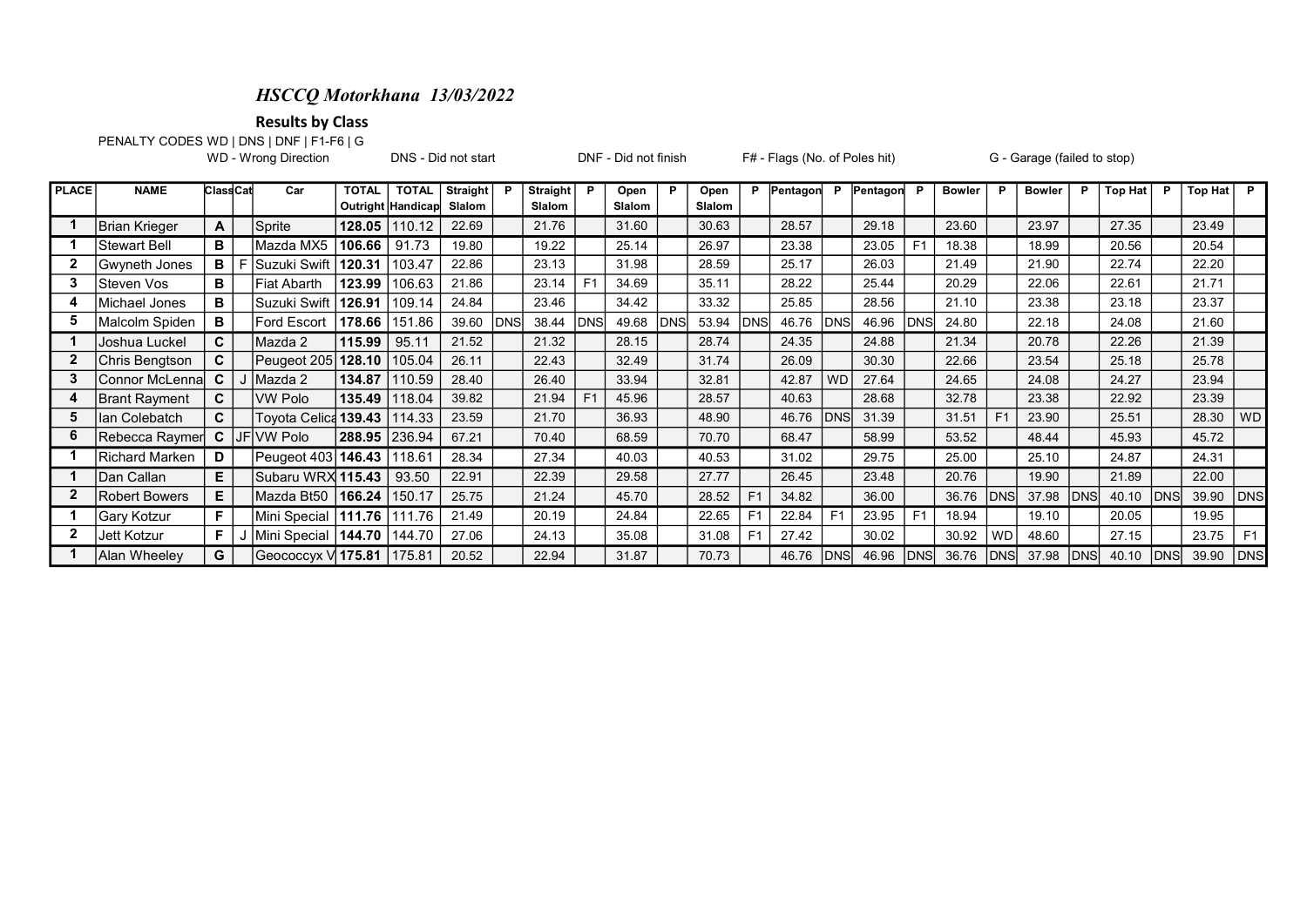# *HSCCQ Motorkhana 13/03/2022*

**Results by Class**

PENALTY CODES WD | DNS | DNF | F1-F6 | G

WD - Wrong Direction DNS - Did not start DNF - Did not finish F# - Flags (No. of Poles hit) G - Garage (failed to stop)

| PLACE | NAME | Class | Cat | Car | TOTAL Outright | TOTAL Handicap | Straight Slalom | P | Straight Slalom | P | Open Slalom | P | Open Slalom | P | Pentagon | P | Pentagon | P | Bowler | P | Bowler | P | Top Hat | P | Top Hat | P |
|---|---|---|---|---|---|---|---|---|---|---|---|---|---|---|---|---|---|---|---|---|---|---|---|---|---|---|
| 1 | Brian Krieger | A | | Sprite | 128.05 | 110.12 | 22.69 | | 21.76 | | 31.60 | | 30.63 | | 28.57 | | 29.18 | | 23.60 | | 23.97 | | 27.35 | | 23.49 | |
| 1 | Stewart Bell | B | | Mazda MX5 | 106.66 | 91.73 | 19.80 | | 19.22 | | 25.14 | | 26.97 | | 23.38 | | 23.05 | F1 | 18.38 | | 18.99 | | 20.56 | | 20.54 | |
| 2 | Gwyneth Jones | B | F | Suzuki Swift | 120.31 | 103.47 | 22.86 | | 23.13 | | 31.98 | | 28.59 | | 25.17 | | 26.03 | | 21.49 | | 21.90 | | 22.74 | | 22.20 | |
| 3 | Steven Vos | B | | Fiat Abarth | 123.99 | 106.63 | 21.86 | | 23.14 | F1 | 34.69 | | 35.11 | | 28.22 | | 25.44 | | 20.29 | | 22.06 | | 22.61 | | 21.71 | |
| 4 | Michael Jones | B | | Suzuki Swift | 126.91 | 109.14 | 24.84 | | 23.46 | | 34.42 | | 33.32 | | 25.85 | | 28.56 | | 21.10 | | 23.38 | | 23.18 | | 23.37 | |
| 5 | Malcolm Spiden | B | | Ford Escort | 178.66 | 151.86 | 39.60 | DNS | 38.44 | DNS | 49.68 | DNS | 53.94 | DNS | 46.76 | DNS | 46.96 | DNS | 24.80 | | 22.18 | | 24.08 | | 21.60 | |
| 1 | Joshua Luckel | C | | Mazda 2 | 115.99 | 95.11 | 21.52 | | 21.32 | | 28.15 | | 28.74 | | 24.35 | | 24.88 | | 21.34 | | 20.78 | | 22.26 | | 21.39 | |
| 2 | Chris Bengtson | C | | Peugeot 205 | 128.10 | 105.04 | 26.11 | | 22.43 | | 32.49 | | 31.74 | | 26.09 | | 30.30 | | 22.66 | | 23.54 | | 25.18 | | 25.78 | |
| 3 | Connor McLenna | C | J | Mazda 2 | 134.87 | 110.59 | 28.40 | | 26.40 | | 33.94 | | 32.81 | | 42.87 | WD | 27.64 | | 24.65 | | 24.08 | | 24.27 | | 23.94 | |
| 4 | Brant Rayment | C | | VW Polo | 135.49 | 118.04 | 39.82 | | 21.94 | F1 | 45.96 | | 28.57 | | 40.63 | | 28.68 | | 32.78 | | 23.38 | | 22.92 | | 23.39 | |
| 5 | Ian Colebatch | C | | Toyota Celica | 139.43 | 114.33 | 23.59 | | 21.70 | | 36.93 | | 48.90 | | 46.76 | DNS | 31.39 | | 31.51 | F1 | 23.90 | | 25.51 | | 28.30 | WD |
| 6 | Rebecca Raymer | C | JF | VW Polo | 288.95 | 236.94 | 67.21 | | 70.40 | | 68.59 | | 70.70 | | 68.47 | | 58.99 | | 53.52 | | 48.44 | | 45.93 | | 45.72 | |
| 1 | Richard Marken | D | | Peugeot 403 | 146.43 | 118.61 | 28.34 | | 27.34 | | 40.03 | | 40.53 | | 31.02 | | 29.75 | | 25.00 | | 25.10 | | 24.87 | | 24.31 | |
| 1 | Dan Callan | E | | Subaru WRX | 115.43 | 93.50 | 22.91 | | 22.39 | | 29.58 | | 27.77 | | 26.45 | | 23.48 | | 20.76 | | 19.90 | | 21.89 | | 22.00 | |
| 2 | Robert Bowers | E | | Mazda Bt50 | 166.24 | 150.17 | 25.75 | | 21.24 | | 45.70 | | 28.52 | F1 | 34.82 | | 36.00 | | 36.76 | DNS | 37.98 | DNS | 40.10 | DNS | 39.90 | DNS |
| 1 | Gary Kotzur | F | | Mini Special | 111.76 | 111.76 | 21.49 | | 20.19 | | 24.84 | | 22.65 | F1 | 22.84 | F1 | 23.95 | F1 | 18.94 | | 19.10 | | 20.05 | | 19.95 | |
| 2 | Jett Kotzur | F | J | Mini Special | 144.70 | 144.70 | 27.06 | | 24.13 | | 35.08 | | 31.08 | F1 | 27.42 | | 30.02 | | 30.92 | WD | 48.60 | | 27.15 | | 23.75 | F1 |
| 1 | Alan Wheeley | G | | Geococcyx V | 175.81 | 175.81 | 20.52 | | 22.94 | | 31.87 | | 70.73 | | 46.76 | DNS | 46.96 | DNS | 36.76 | DNS | 37.98 | DNS | 40.10 | DNS | 39.90 | DNS |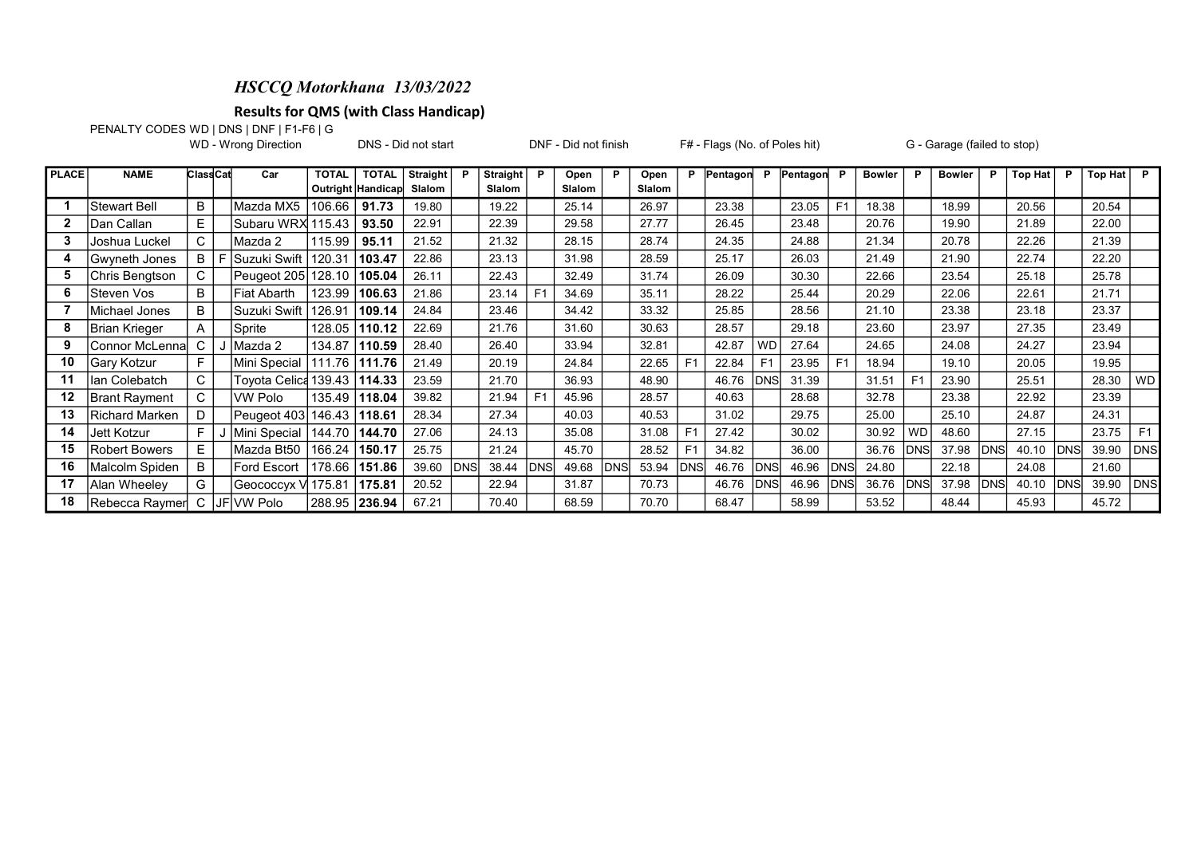# *HSCCQ Motorkhana 13/03/2022*

## Results for QMS (with Class Handicap)

PENALTY CODES WD | DNS | DNF | F1-F6 | G

WD - Wrong Direction    DNS - Did not start    DNF - Did not finish    F# - Flags (No. of Poles hit)    G - Garage (failed to stop)

| PLACE | NAME | Class | Cat | Car | TOTAL Outright | TOTAL Handicap | Straight Slalom | P | Straight Slalom | P | Open Slalom | P | Open Slalom | P | Pentagon | P | Pentagon | P | Bowler | P | Bowler | P | Top Hat | P | Top Hat | P |
|---|---|---|---|---|---|---|---|---|---|---|---|---|---|---|---|---|---|---|---|---|---|---|---|---|---|---|
| 1 | Stewart Bell | B | | Mazda MX5 | 106.66 | **91.73** | 19.80 | | 19.22 | | 25.14 | | 26.97 | | 23.38 | | 23.05 | F1 | 18.38 | | 18.99 | | 20.56 | | 20.54 | |
| 2 | Dan Callan | E | | Subaru WRX | 115.43 | **93.50** | 22.91 | | 22.39 | | 29.58 | | 27.77 | | 26.45 | | 23.48 | | 20.76 | | 19.90 | | 21.89 | | 22.00 | |
| 3 | Joshua Luckel | C | | Mazda 2 | 115.99 | **95.11** | 21.52 | | 21.32 | | 28.15 | | 28.74 | | 24.35 | | 24.88 | | 21.34 | | 20.78 | | 22.26 | | 21.39 | |
| 4 | Gwyneth Jones | B | F | Suzuki Swift | 120.31 | **103.47** | 22.86 | | 23.13 | | 31.98 | | 28.59 | | 25.17 | | 26.03 | | 21.49 | | 21.90 | | 22.74 | | 22.20 | |
| 5 | Chris Bengtson | C | | Peugeot 205 | 128.10 | **105.04** | 26.11 | | 22.43 | | 32.49 | | 31.74 | | 26.09 | | 30.30 | | 22.66 | | 23.54 | | 25.18 | | 25.78 | |
| 6 | Steven Vos | B | | Fiat Abarth | 123.99 | **106.63** | 21.86 | | 23.14 | F1 | 34.69 | | 35.11 | | 28.22 | | 25.44 | | 20.29 | | 22.06 | | 22.61 | | 21.71 | |
| 7 | Michael Jones | B | | Suzuki Swift | 126.91 | **109.14** | 24.84 | | 23.46 | | 34.42 | | 33.32 | | 25.85 | | 28.56 | | 21.10 | | 23.38 | | 23.18 | | 23.37 | |
| 8 | Brian Krieger | A | | Sprite | 128.05 | **110.12** | 22.69 | | 21.76 | | 31.60 | | 30.63 | | 28.57 | | 29.18 | | 23.60 | | 23.97 | | 27.35 | | 23.49 | |
| 9 | Connor McLenna | C | J | Mazda 2 | 134.87 | **110.59** | 28.40 | | 26.40 | | 33.94 | | 32.81 | | 42.87 | WD | 27.64 | | 24.65 | | 24.08 | | 24.27 | | 23.94 | |
| 10 | Gary Kotzur | F | | Mini Special | 111.76 | **111.76** | 21.49 | | 20.19 | | 24.84 | | 22.65 | F1 | 22.84 | F1 | 23.95 | F1 | 18.94 | | 19.10 | | 20.05 | | 19.95 | |
| 11 | Ian Colebatch | C | | Toyota Celica | 139.43 | **114.33** | 23.59 | | 21.70 | | 36.93 | | 48.90 | | 46.76 | DNS | 31.39 | | 31.51 | F1 | 23.90 | | 25.51 | | 28.30 | WD |
| 12 | Brant Rayment | C | | VW Polo | 135.49 | **118.04** | 39.82 | | 21.94 | F1 | 45.96 | | 28.57 | | 40.63 | | 28.68 | | 32.78 | | 23.38 | | 22.92 | | 23.39 | |
| 13 | Richard Marken | D | | Peugeot 403 | 146.43 | **118.61** | 28.34 | | 27.34 | | 40.03 | | 40.53 | | 31.02 | | 29.75 | | 25.00 | | 25.10 | | 24.87 | | 24.31 | |
| 14 | Jett Kotzur | F | J | Mini Special | 144.70 | **144.70** | 27.06 | | 24.13 | | 35.08 | | 31.08 | F1 | 27.42 | | 30.02 | | 30.92 | WD | 48.60 | | 27.15 | | 23.75 | F1 |
| 15 | Robert Bowers | E | | Mazda Bt50 | 166.24 | **150.17** | 25.75 | | 21.24 | | 45.70 | | 28.52 | F1 | 34.82 | | 36.00 | | 36.76 | DNS | 37.98 | DNS | 40.10 | DNS | 39.90 | DNS |
| 16 | Malcolm Spiden | B | | Ford Escort | 178.66 | **151.86** | 39.60 | DNS | 38.44 | DNS | 49.68 | DNS | 53.94 | DNS | 46.76 | DNS | 46.96 | DNS | 24.80 | | 22.18 | | 24.08 | | 21.60 | |
| 17 | Alan Wheeley | G | | Geococcyx V | 175.81 | **175.81** | 20.52 | | 22.94 | | 31.87 | | 70.73 | | 46.76 | DNS | 46.96 | DNS | 36.76 | DNS | 37.98 | DNS | 40.10 | DNS | 39.90 | DNS |
| 18 | Rebecca Raymen | C | JF | VW Polo | 288.95 | **236.94** | 67.21 | | 70.40 | | 68.59 | | 70.70 | | 68.47 | | 58.99 | | 53.52 | | 48.44 | | 45.93 | | 45.72 | |